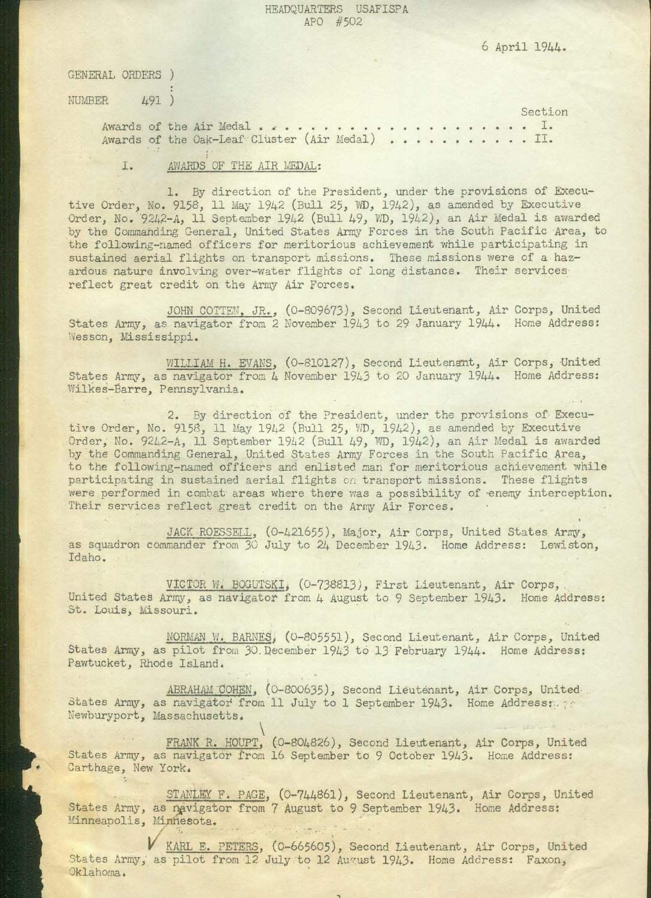HEADQUARTERS USAFISPA
APO #502

6 April 1944.

GENERAL ORDERS )
:
NUMBER 491 )

| | Section |
|---|---|
| Awards of the Air Medal . . . . . . . . . . . . . . . . . . . . . . | I. |
| Awards of the Oak-Leaf Cluster (Air Medal) . . . . . . . . . . . | II. |

I. AWARDS OF THE AIR MEDAL:

1. By direction of the President, under the provisions of Executive Order, No. 9158, 11 May 1942 (Bull 25, WD, 1942), as amended by Executive Order, No. 9242-A, 11 September 1942 (Bull 49, WD, 1942), an Air Medal is awarded by the Commanding General, United States Army Forces in the South Pacific Area, to the following-named officers for meritorious achievement while participating in sustained aerial flights on transport missions. These missions were of a hazardous nature involving over-water flights of long distance. Their services reflect great credit on the Army Air Forces.

JOHN COTTEN, JR., (O-809673), Second Lieutenant, Air Corps, United States Army, as navigator from 2 November 1943 to 29 January 1944. Home Address: Wesson, Mississippi.

WILLIAM H. EVANS, (O-810127), Second Lieutenant, Air Corps, United States Army, as navigator from 4 November 1943 to 20 January 1944. Home Address: Wilkes-Barre, Pennsylvania.

2. By direction of the President, under the provisions of Executive Order, No. 9158, 11 May 1942 (Bull 25, WD, 1942), as amended by Executive Order, No. 9242-A, 11 September 1942 (Bull 49, WD, 1942), an Air Medal is awarded by the Commanding General, United States Army Forces in the South Pacific Area, to the following-named officers and enlisted man for meritorious achievement while participating in sustained aerial flights on transport missions. These flights were performed in combat areas where there was a possibility of enemy interception. Their services reflect great credit on the Army Air Forces.

JACK ROESSELL, (O-421655), Major, Air Corps, United States Army, as squadron commander from 30 July to 24 December 1943. Home Address: Lewiston, Idaho.

VICTOR W. BOGUTSKI, (O-738813), First Lieutenant, Air Corps, United States Army, as navigator from 4 August to 9 September 1943. Home Address: St. Louis, Missouri.

NORMAN W. BARNES, (O-805551), Second Lieutenant, Air Corps, United States Army, as pilot from 30 December 1943 to 13 February 1944. Home Address: Pawtucket, Rhode Island.

ABRAHAM COHEN, (O-800635), Second Lieutenant, Air Corps, United States Army, as navigator from 11 July to 1 September 1943. Home Address: Newburyport, Massachusetts.

FRANK R. HOUPT, (O-804826), Second Lieutenant, Air Corps, United States Army, as navigator from 16 September to 9 October 1943. Home Address: Carthage, New York.

STANLEY F. PAGE, (O-744861), Second Lieutenant, Air Corps, United States Army, as navigator from 7 August to 9 September 1943. Home Address: Minneapolis, Minnesota.

KARL E. PETERS, (O-665605), Second Lieutenant, Air Corps, United States Army, as pilot from 12 July to 12 August 1943. Home Address: Faxon, Oklahoma.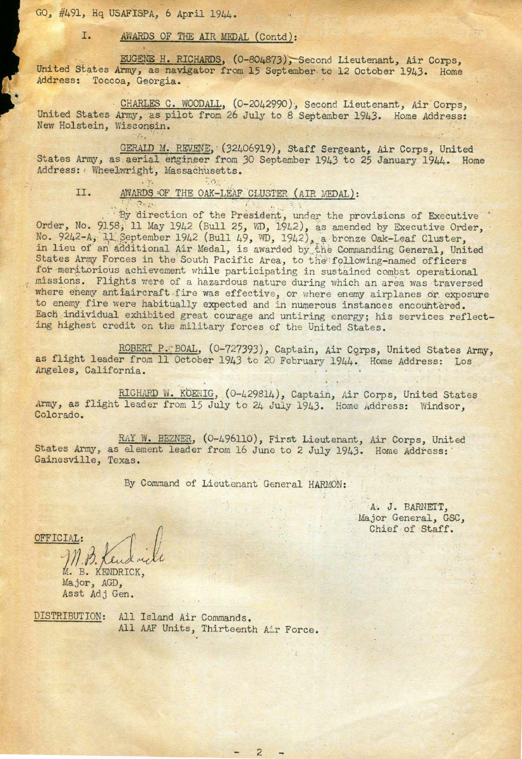GO, #491, Hq USAFISPA, 6 April 1944.

I. AWARDS OF THE AIR MEDAL (Contd):

EUGENE H. RICHARDS, (O-804873), Second Lieutenant, Air Corps, United States Army, as navigator from 15 September to 12 October 1943. Home Address: Toccoa, Georgia.

CHARLES C. WOODALL, (O-2042990), Second Lieutenant, Air Corps, United States Army, as pilot from 26 July to 8 September 1943. Home Address: New Holstein, Wisconsin.

GERALD M. REVENE, (32406919), Staff Sergeant, Air Corps, United States Army, as aerial engineer from 30 September 1943 to 25 January 1944. Home Address: Wheelwright, Massachusetts.

II. AWARDS OF THE OAK-LEAF CLUSTER (AIR MEDAL):

By direction of the President, under the provisions of Executive Order, No. 9158, 11 May 1942 (Bull 25, WD, 1942), as amended by Executive Order, No. 9242-A, 11 September 1942 (Bull 49, WD, 1942), a bronze Oak-Leaf Cluster, in lieu of an additional Air Medal, is awarded by the Commanding General, United States Army Forces in the South Pacific Area, to the following-named officers for meritorious achievement while participating in sustained combat operational missions. Flights were of a hazardous nature during which an area was traversed where enemy antiaircraft fire was effective, or where enemy airplanes or exposure to enemy fire were habitually expected and in numerous instances encountered. Each individual exhibited great courage and untiring energy; his services reflecting highest credit on the military forces of the United States.

ROBERT P. BOAL, (O-727393), Captain, Air Corps, United States Army, as flight leader from 11 October 1943 to 20 February 1944. Home Address: Los Angeles, California.

RICHARD W. KOENIG, (O-429814), Captain, Air Corps, United States Army, as flight leader from 15 July to 24 July 1943. Home Address: Windsor, Colorado.

RAY W. BEZNER, (O-496110), First Lieutenant, Air Corps, United States Army, as element leader from 16 June to 2 July 1943. Home Address: Gainesville, Texas.

By Command of Lieutenant General HARMON:

A. J. BARNETT,
Major General, GSC,
Chief of Staff.

OFFICIAL:

M. B. Kendrick

M. B. KENDRICK,
Major, AGD,
Asst Adj Gen.

DISTRIBUTION: All Island Air Commands.
All AAF Units, Thirteenth Air Force.